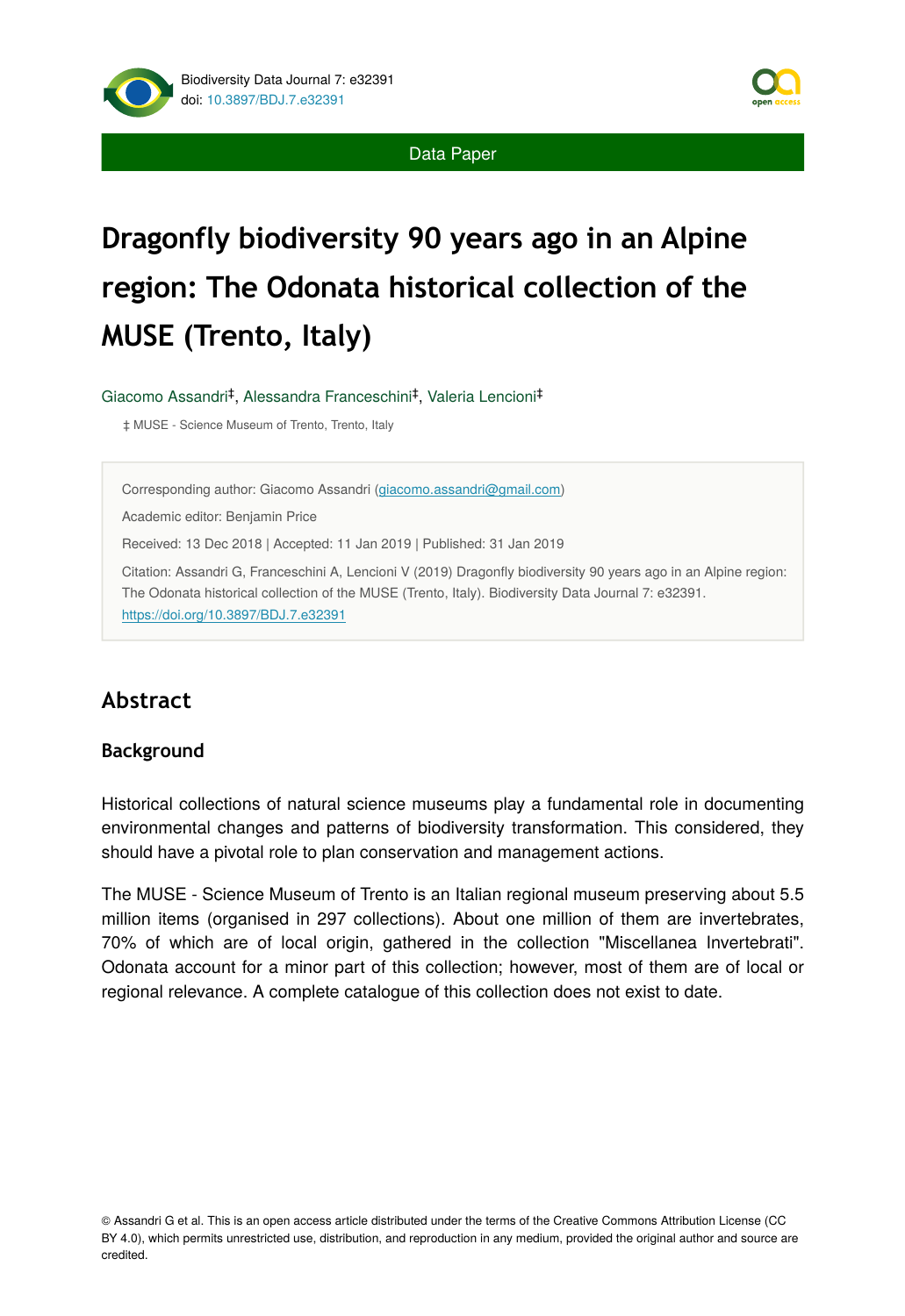Data Paper

# Dragonfly biodiversity 90 years ago in an Alpine region: The Odonata historical collection of the MUSE (Trento, Italy)

Giacomo Assandri[‡], Alessandra Franceschini[‡], Valeria Lencioni[‡]

‡ MUSE - Science Museum of Trento, Trento, Italy

Corresponding author: Giacomo Assandri (giacomo.assandri@gmail.com)

Academic editor: Benjamin Price

Received: 13 Dec 2018 | Accepted: 11 Jan 2019 | Published: 31 Jan 2019

Citation: Assandri G, Franceschini A, Lencioni V (2019) Dragonfly biodiversity 90 years ago in an Alpine region: The Odonata historical collection of the MUSE (Trento, Italy). Biodiversity Data Journal 7: e32391. https://doi.org/10.3897/BDJ.7.e32391

## Abstract

### Background

Historical collections of natural science museums play a fundamental role in documenting environmental changes and patterns of biodiversity transformation. This considered, they should have a pivotal role to plan conservation and management actions.

The MUSE - Science Museum of Trento is an Italian regional museum preserving about 5.5 million items (organised in 297 collections). About one million of them are invertebrates, 70% of which are of local origin, gathered in the collection "Miscellanea Invertebrati". Odonata account for a minor part of this collection; however, most of them are of local or regional relevance. A complete catalogue of this collection does not exist to date.

© Assandri G et al. This is an open access article distributed under the terms of the Creative Commons Attribution License (CC BY 4.0), which permits unrestricted use, distribution, and reproduction in any medium, provided the original author and source are credited.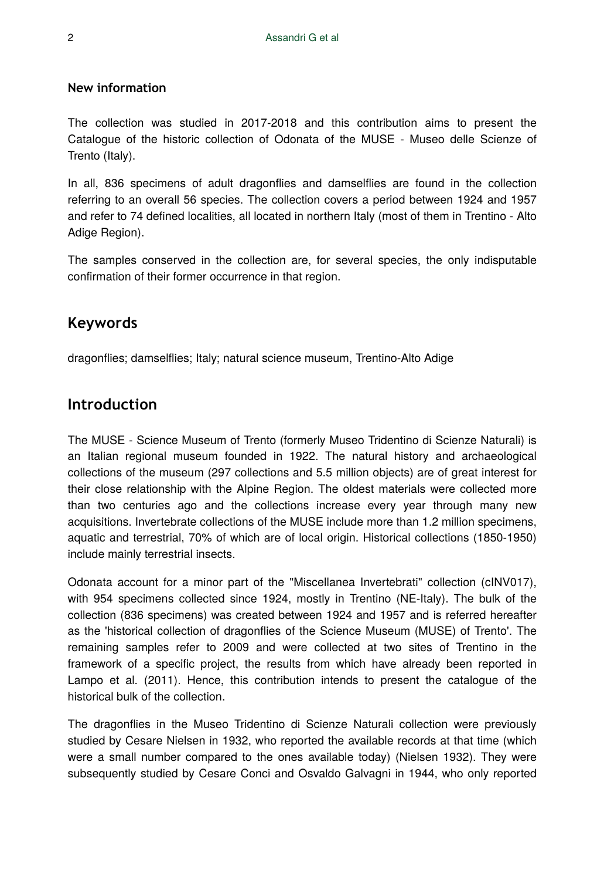**New information**

The collection was studied in 2017-2018 and this contribution aims to present the Catalogue of the historic collection of Odonata of the MUSE - Museo delle Scienze of Trento (Italy).

In all, 836 specimens of adult dragonflies and damselflies are found in the collection referring to an overall 56 species. The collection covers a period between 1924 and 1957 and refer to 74 defined localities, all located in northern Italy (most of them in Trentino - Alto Adige Region).

The samples conserved in the collection are, for several species, the only indisputable confirmation of their former occurrence in that region.

## Keywords

dragonflies; damselflies; Italy; natural science museum, Trentino-Alto Adige

## Introduction

The MUSE - Science Museum of Trento (formerly Museo Tridentino di Scienze Naturali) is an Italian regional museum founded in 1922. The natural history and archaeological collections of the museum (297 collections and 5.5 million objects) are of great interest for their close relationship with the Alpine Region. The oldest materials were collected more than two centuries ago and the collections increase every year through many new acquisitions. Invertebrate collections of the MUSE include more than 1.2 million specimens, aquatic and terrestrial, 70% of which are of local origin. Historical collections (1850-1950) include mainly terrestrial insects.

Odonata account for a minor part of the "Miscellanea Invertebrati" collection (cINV017), with 954 specimens collected since 1924, mostly in Trentino (NE-Italy). The bulk of the collection (836 specimens) was created between 1924 and 1957 and is referred hereafter as the 'historical collection of dragonflies of the Science Museum (MUSE) of Trento'. The remaining samples refer to 2009 and were collected at two sites of Trentino in the framework of a specific project, the results from which have already been reported in Lampo et al. (2011). Hence, this contribution intends to present the catalogue of the historical bulk of the collection.

The dragonflies in the Museo Tridentino di Scienze Naturali collection were previously studied by Cesare Nielsen in 1932, who reported the available records at that time (which were a small number compared to the ones available today) (Nielsen 1932). They were subsequently studied by Cesare Conci and Osvaldo Galvagni in 1944, who only reported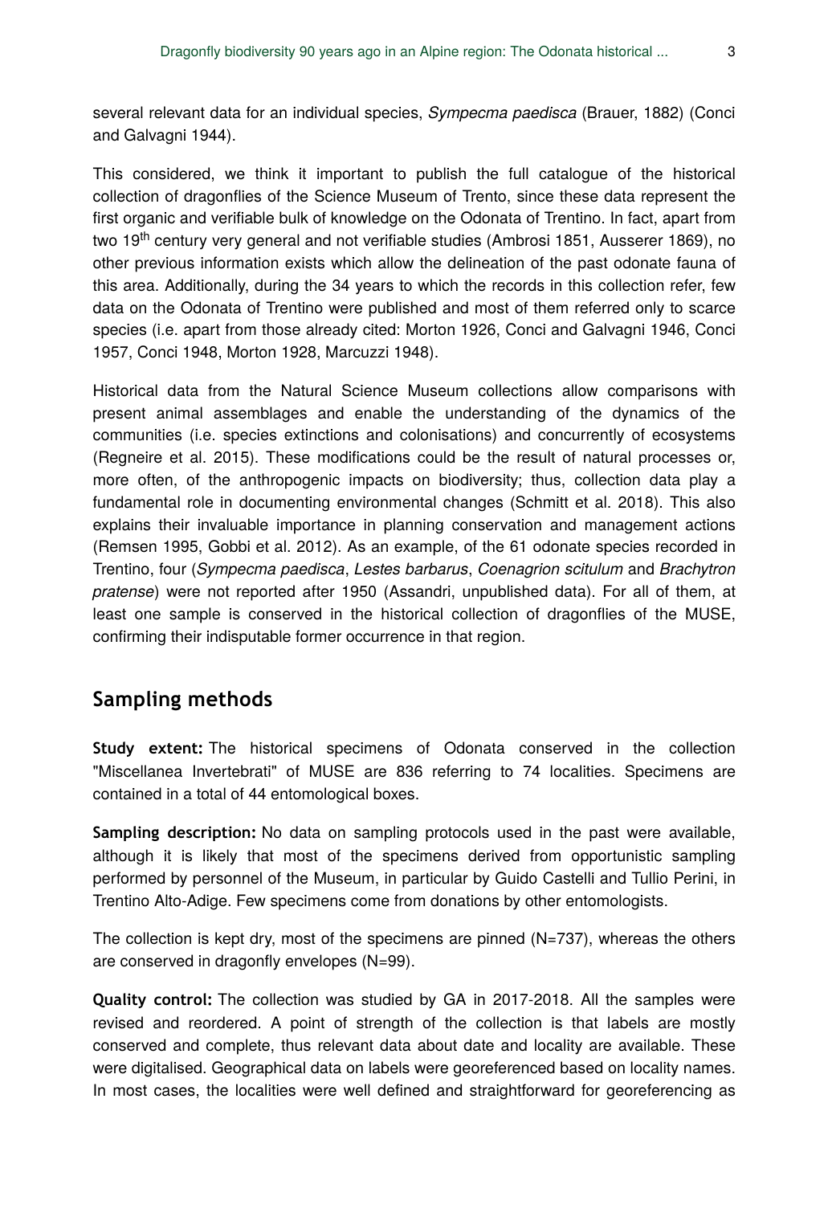several relevant data for an individual species, *Sympecma paedisca* (Brauer, 1882) (Conci and Galvagni 1944).

This considered, we think it important to publish the full catalogue of the historical collection of dragonflies of the Science Museum of Trento, since these data represent the first organic and verifiable bulk of knowledge on the Odonata of Trentino. In fact, apart from two 19th century very general and not verifiable studies (Ambrosi 1851, Ausserer 1869), no other previous information exists which allow the delineation of the past odonate fauna of this area. Additionally, during the 34 years to which the records in this collection refer, few data on the Odonata of Trentino were published and most of them referred only to scarce species (i.e. apart from those already cited: Morton 1926, Conci and Galvagni 1946, Conci 1957, Conci 1948, Morton 1928, Marcuzzi 1948).

Historical data from the Natural Science Museum collections allow comparisons with present animal assemblages and enable the understanding of the dynamics of the communities (i.e. species extinctions and colonisations) and concurrently of ecosystems (Regneire et al. 2015). These modifications could be the result of natural processes or, more often, of the anthropogenic impacts on biodiversity; thus, collection data play a fundamental role in documenting environmental changes (Schmitt et al. 2018). This also explains their invaluable importance in planning conservation and management actions (Remsen 1995, Gobbi et al. 2012). As an example, of the 61 odonate species recorded in Trentino, four (*Sympecma paedisca*, *Lestes barbarus*, *Coenagrion scitulum* and *Brachytron pratense*) were not reported after 1950 (Assandri, unpublished data). For all of them, at least one sample is conserved in the historical collection of dragonflies of the MUSE, confirming their indisputable former occurrence in that region.

## Sampling methods

**Study extent:** The historical specimens of Odonata conserved in the collection "Miscellanea Invertebrati" of MUSE are 836 referring to 74 localities. Specimens are contained in a total of 44 entomological boxes.

**Sampling description:** No data on sampling protocols used in the past were available, although it is likely that most of the specimens derived from opportunistic sampling performed by personnel of the Museum, in particular by Guido Castelli and Tullio Perini, in Trentino Alto-Adige. Few specimens come from donations by other entomologists.

The collection is kept dry, most of the specimens are pinned (N=737), whereas the others are conserved in dragonfly envelopes (N=99).

**Quality control:** The collection was studied by GA in 2017-2018. All the samples were revised and reordered. A point of strength of the collection is that labels are mostly conserved and complete, thus relevant data about date and locality are available. These were digitalised. Geographical data on labels were georeferenced based on locality names. In most cases, the localities were well defined and straightforward for georeferencing as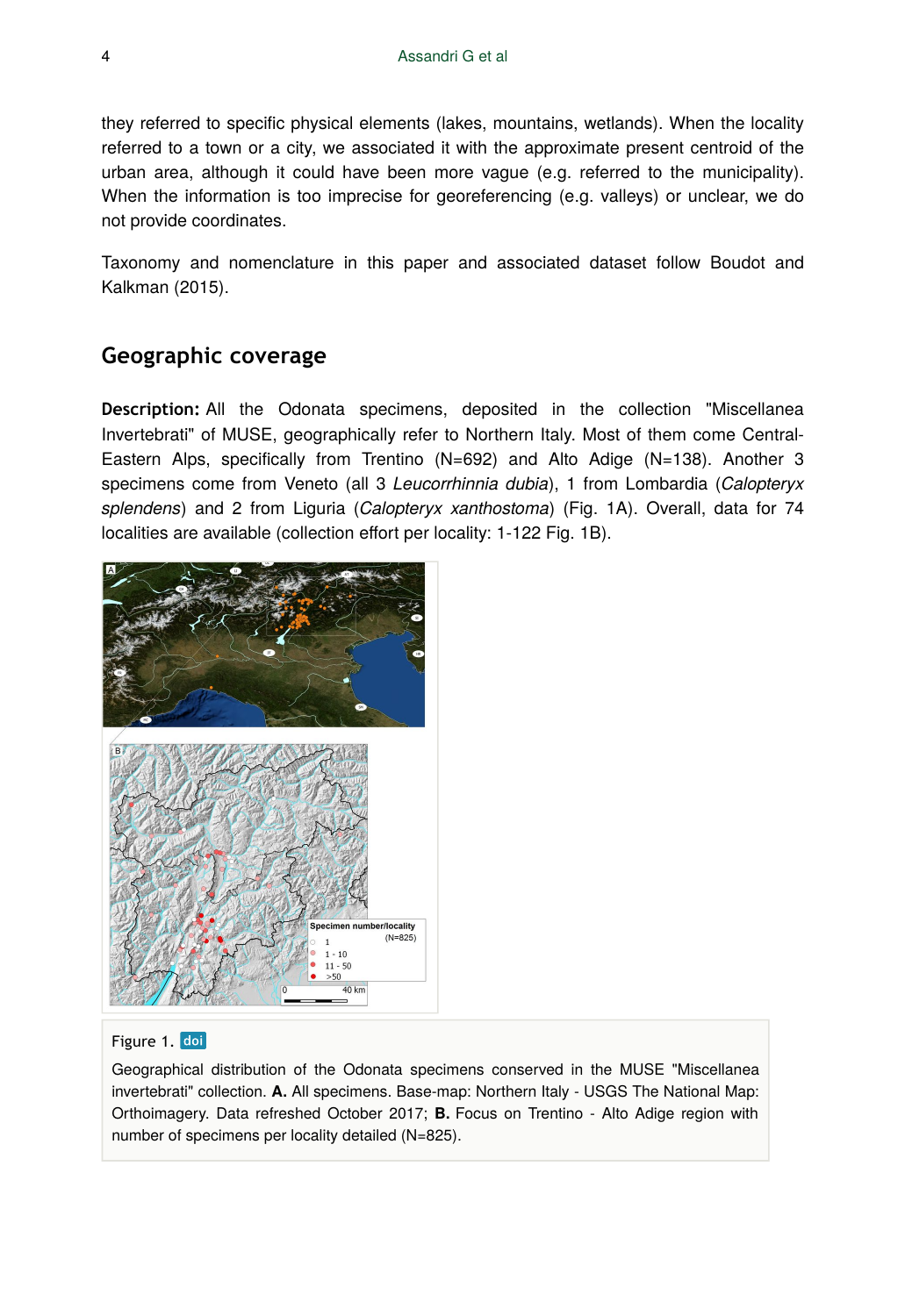they referred to specific physical elements (lakes, mountains, wetlands). When the locality referred to a town or a city, we associated it with the approximate present centroid of the urban area, although it could have been more vague (e.g. referred to the municipality). When the information is too imprecise for georeferencing (e.g. valleys) or unclear, we do not provide coordinates.

Taxonomy and nomenclature in this paper and associated dataset follow Boudot and Kalkman (2015).

## Geographic coverage

**Description:** All the Odonata specimens, deposited in the collection "Miscellanea Invertebrati" of MUSE, geographically refer to Northern Italy. Most of them come Central-Eastern Alps, specifically from Trentino (N=692) and Alto Adige (N=138). Another 3 specimens come from Veneto (all 3 *Leucorrhinnia dubia*), 1 from Lombardia (*Calopteryx splendens*) and 2 from Liguria (*Calopteryx xanthostoma*) (Fig. 1A). Overall, data for 74 localities are available (collection effort per locality: 1-122 Fig. 1B).

Figure 1. doi

Geographical distribution of the Odonata specimens conserved in the MUSE "Miscellanea invertebrati" collection. **A.** All specimens. Base-map: Northern Italy - USGS The National Map: Orthoimagery. Data refreshed October 2017; **B.** Focus on Trentino - Alto Adige region with number of specimens per locality detailed (N=825).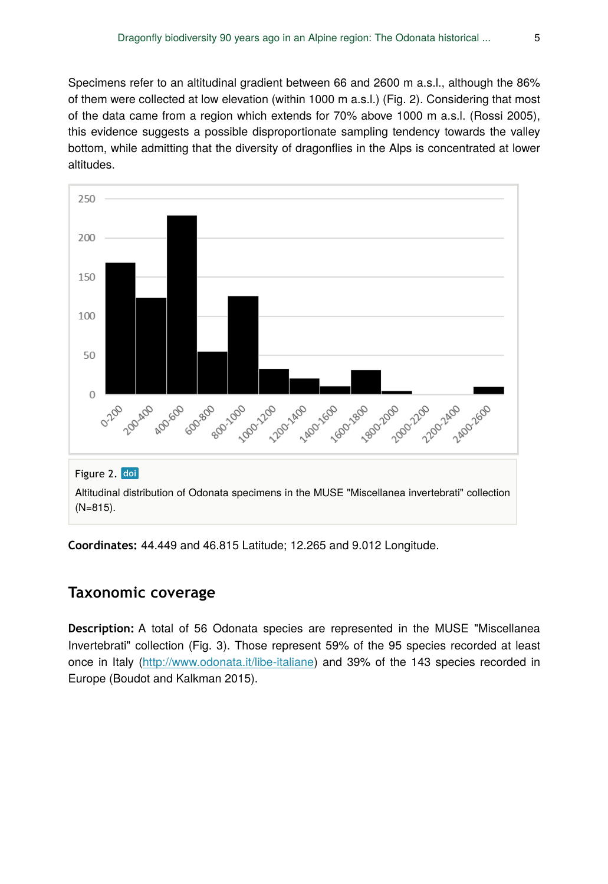Specimens refer to an altitudinal gradient between 66 and 2600 m a.s.l., although the 86% of them were collected at low elevation (within 1000 m a.s.l.) (Fig. 2). Considering that most of the data came from a region which extends for 70% above 1000 m a.s.l. (Rossi 2005), this evidence suggests a possible disproportionate sampling tendency towards the valley bottom, while admitting that the diversity of dragonflies in the Alps is concentrated at lower altitudes.

Figure 2. doi

Altitudinal distribution of Odonata specimens in the MUSE "Miscellanea invertebrati" collection (N=815).

**Coordinates:** 44.449 and 46.815 Latitude; 12.265 and 9.012 Longitude.

## Taxonomic coverage

**Description:** A total of 56 Odonata species are represented in the MUSE "Miscellanea Invertebrati" collection (Fig. 3). Those represent 59% of the 95 species recorded at least once in Italy (http://www.odonata.it/libe-italiane) and 39% of the 143 species recorded in Europe (Boudot and Kalkman 2015).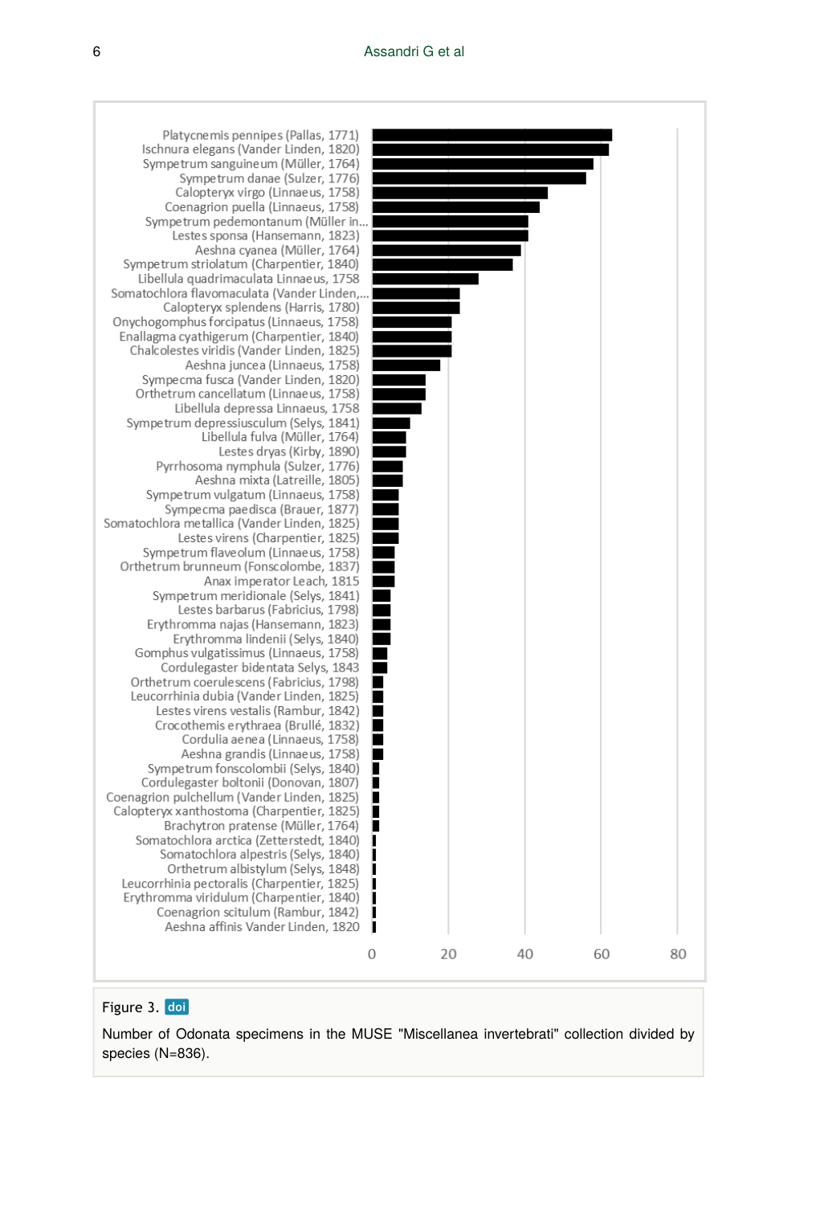Figure 3. doi

Number of Odonata specimens in the MUSE "Miscellanea invertebrati" collection divided by species (N=836).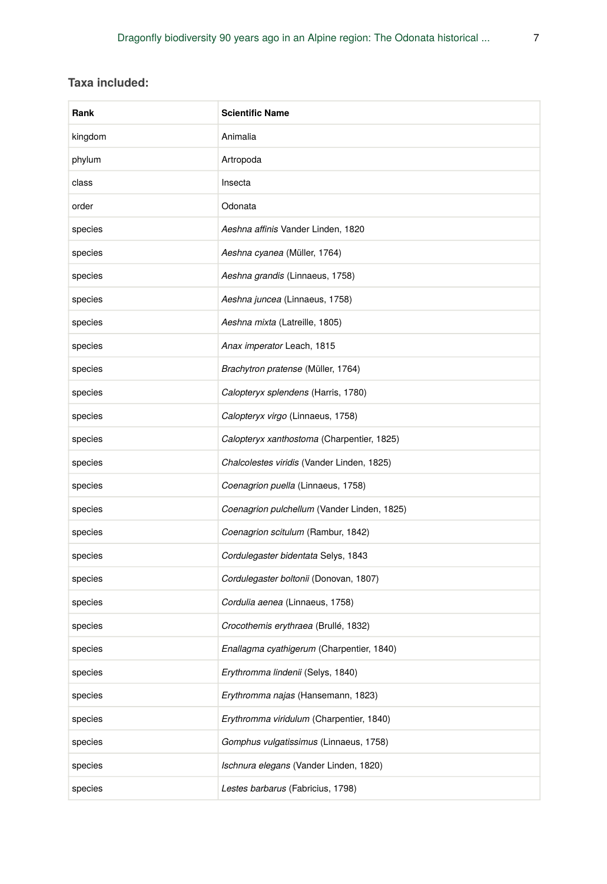**Taxa included:**

| Rank | Scientific Name |
| --- | --- |
| kingdom | Animalia |
| phylum | Artropoda |
| class | Insecta |
| order | Odonata |
| species | *Aeshna affinis* Vander Linden, 1820 |
| species | *Aeshna cyanea* (Müller, 1764) |
| species | *Aeshna grandis* (Linnaeus, 1758) |
| species | *Aeshna juncea* (Linnaeus, 1758) |
| species | *Aeshna mixta* (Latreille, 1805) |
| species | *Anax imperator* Leach, 1815 |
| species | *Brachytron pratense* (Müller, 1764) |
| species | *Calopteryx splendens* (Harris, 1780) |
| species | *Calopteryx virgo* (Linnaeus, 1758) |
| species | *Calopteryx xanthostoma* (Charpentier, 1825) |
| species | *Chalcolestes viridis* (Vander Linden, 1825) |
| species | *Coenagrion puella* (Linnaeus, 1758) |
| species | *Coenagrion pulchellum* (Vander Linden, 1825) |
| species | *Coenagrion scitulum* (Rambur, 1842) |
| species | *Cordulegaster bidentata* Selys, 1843 |
| species | *Cordulegaster boltonii* (Donovan, 1807) |
| species | *Cordulia aenea* (Linnaeus, 1758) |
| species | *Crocothemis erythraea* (Brullé, 1832) |
| species | *Enallagma cyathigerum* (Charpentier, 1840) |
| species | *Erythromma lindenii* (Selys, 1840) |
| species | *Erythromma najas* (Hansemann, 1823) |
| species | *Erythromma viridulum* (Charpentier, 1840) |
| species | *Gomphus vulgatissimus* (Linnaeus, 1758) |
| species | *Ischnura elegans* (Vander Linden, 1820) |
| species | *Lestes barbarus* (Fabricius, 1798) |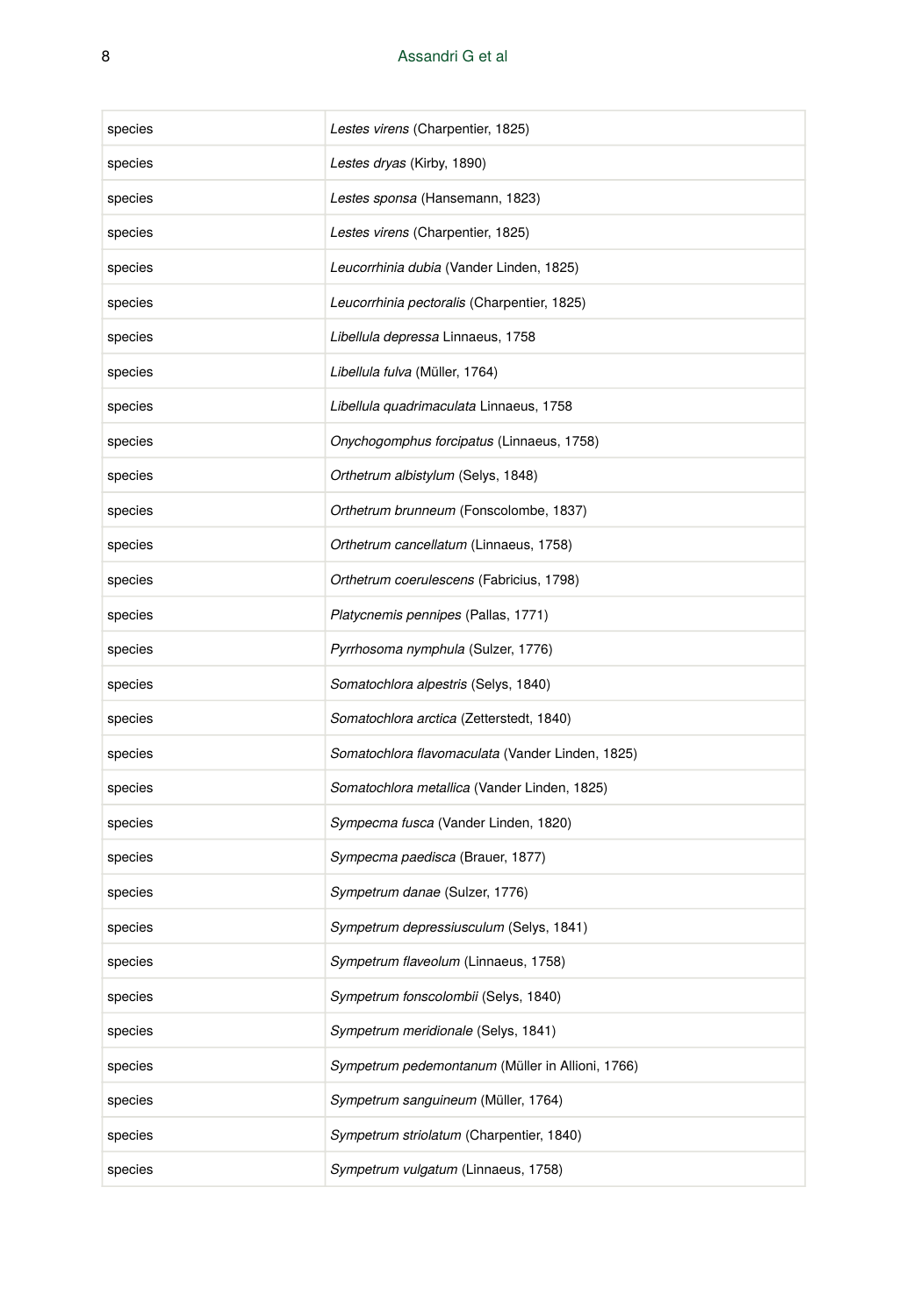| | |
|---|---|
| species | *Lestes virens* (Charpentier, 1825) |
| species | *Lestes dryas* (Kirby, 1890) |
| species | *Lestes sponsa* (Hansemann, 1823) |
| species | *Lestes virens* (Charpentier, 1825) |
| species | *Leucorrhinia dubia* (Vander Linden, 1825) |
| species | *Leucorrhinia pectoralis* (Charpentier, 1825) |
| species | *Libellula depressa* Linnaeus, 1758 |
| species | *Libellula fulva* (Müller, 1764) |
| species | *Libellula quadrimaculata* Linnaeus, 1758 |
| species | *Onychogomphus forcipatus* (Linnaeus, 1758) |
| species | *Orthetrum albistylum* (Selys, 1848) |
| species | *Orthetrum brunneum* (Fonscolombe, 1837) |
| species | *Orthetrum cancellatum* (Linnaeus, 1758) |
| species | *Orthetrum coerulescens* (Fabricius, 1798) |
| species | *Platycnemis pennipes* (Pallas, 1771) |
| species | *Pyrrhosoma nymphula* (Sulzer, 1776) |
| species | *Somatochlora alpestris* (Selys, 1840) |
| species | *Somatochlora arctica* (Zetterstedt, 1840) |
| species | *Somatochlora flavomaculata* (Vander Linden, 1825) |
| species | *Somatochlora metallica* (Vander Linden, 1825) |
| species | *Sympecma fusca* (Vander Linden, 1820) |
| species | *Sympecma paedisca* (Brauer, 1877) |
| species | *Sympetrum danae* (Sulzer, 1776) |
| species | *Sympetrum depressiusculum* (Selys, 1841) |
| species | *Sympetrum flaveolum* (Linnaeus, 1758) |
| species | *Sympetrum fonscolombii* (Selys, 1840) |
| species | *Sympetrum meridionale* (Selys, 1841) |
| species | *Sympetrum pedemontanum* (Müller in Allioni, 1766) |
| species | *Sympetrum sanguineum* (Müller, 1764) |
| species | *Sympetrum striolatum* (Charpentier, 1840) |
| species | *Sympetrum vulgatum* (Linnaeus, 1758) |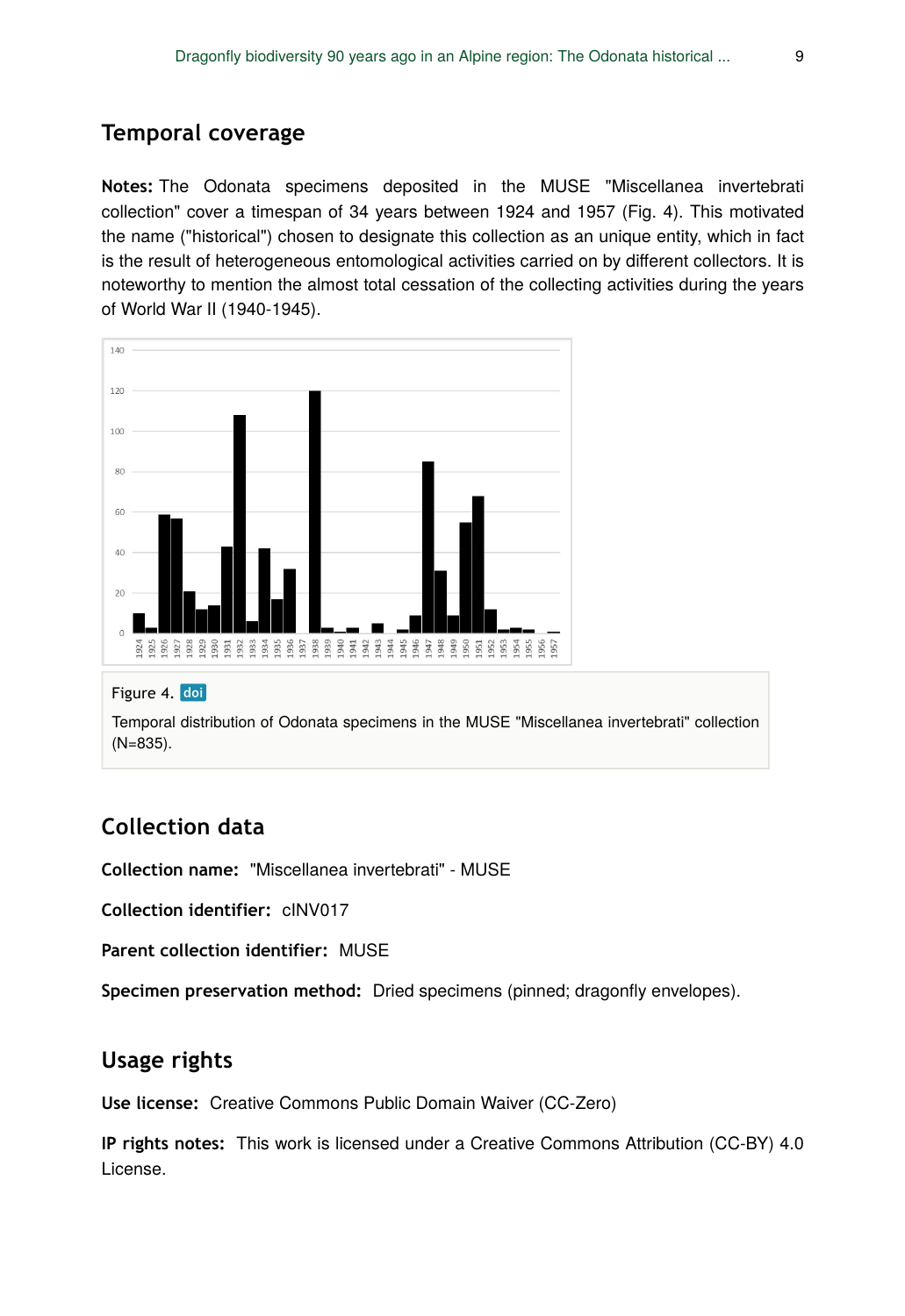## Temporal coverage

**Notes:** The Odonata specimens deposited in the MUSE "Miscellanea invertebrati collection" cover a timespan of 34 years between 1924 and 1957 (Fig. 4). This motivated the name ("historical") chosen to designate this collection as an unique entity, which in fact is the result of heterogeneous entomological activities carried on by different collectors. It is noteworthy to mention the almost total cessation of the collecting activities during the years of World War II (1940-1945).

Figure 4. doi

Temporal distribution of Odonata specimens in the MUSE "Miscellanea invertebrati" collection (N=835).

## Collection data

**Collection name:** "Miscellanea invertebrati" - MUSE

**Collection identifier:** cINV017

**Parent collection identifier:** MUSE

**Specimen preservation method:** Dried specimens (pinned; dragonfly envelopes).

## Usage rights

**Use license:** Creative Commons Public Domain Waiver (CC-Zero)

**IP rights notes:** This work is licensed under a Creative Commons Attribution (CC-BY) 4.0 License.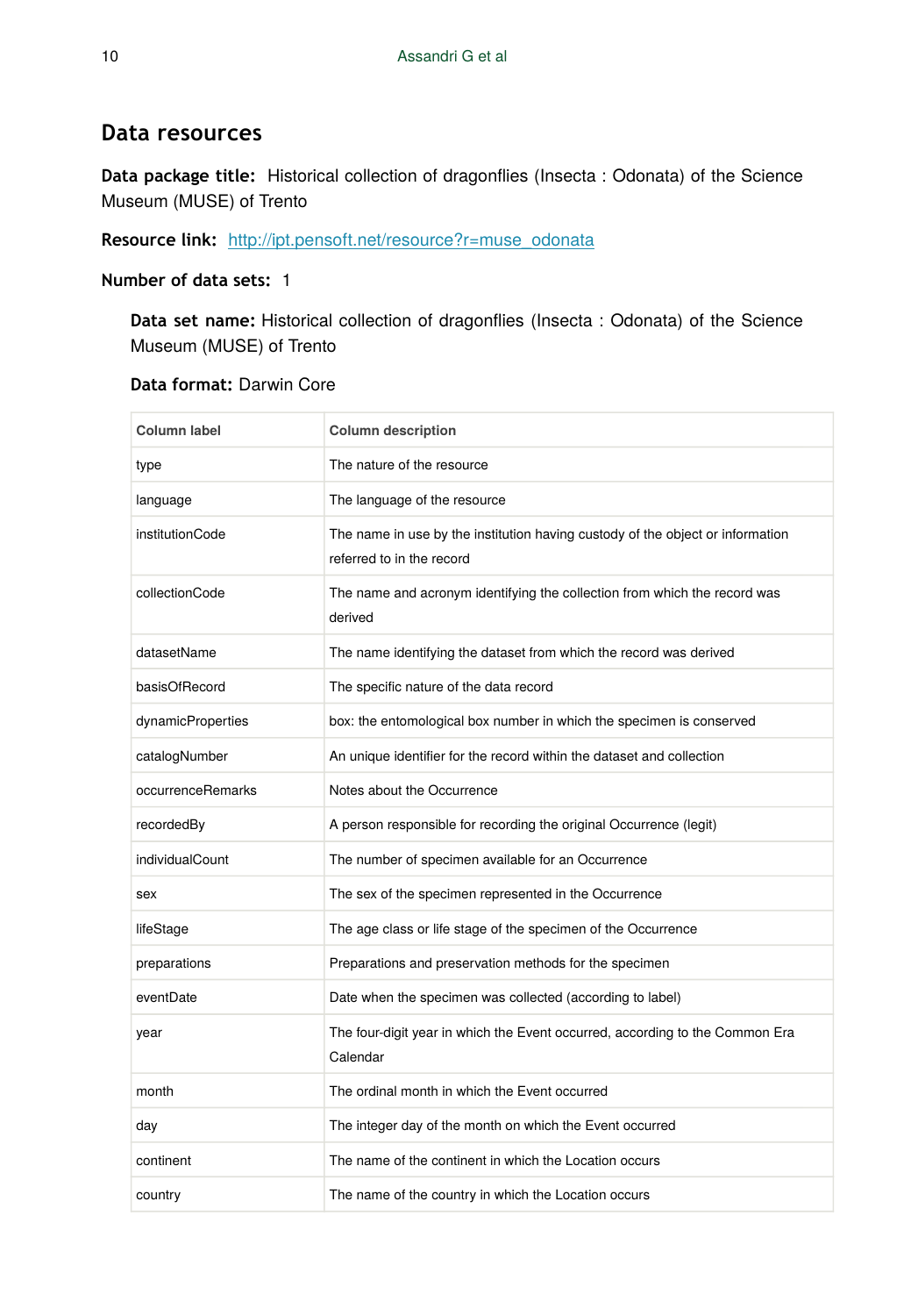## Data resources

**Data package title:** Historical collection of dragonflies (Insecta : Odonata) of the Science Museum (MUSE) of Trento

**Resource link:** [http://ipt.pensoft.net/resource?r=muse_odonata](http://ipt.pensoft.net/resource?r=muse_odonata)

**Number of data sets:** 1

**Data set name:** Historical collection of dragonflies (Insecta : Odonata) of the Science Museum (MUSE) of Trento

**Data format:** Darwin Core

| Column label | Column description |
| --- | --- |
| type | The nature of the resource |
| language | The language of the resource |
| institutionCode | The name in use by the institution having custody of the object or information referred to in the record |
| collectionCode | The name and acronym identifying the collection from which the record was derived |
| datasetName | The name identifying the dataset from which the record was derived |
| basisOfRecord | The specific nature of the data record |
| dynamicProperties | box: the entomological box number in which the specimen is conserved |
| catalogNumber | An unique identifier for the record within the dataset and collection |
| occurrenceRemarks | Notes about the Occurrence |
| recordedBy | A person responsible for recording the original Occurrence (legit) |
| individualCount | The number of specimen available for an Occurrence |
| sex | The sex of the specimen represented in the Occurrence |
| lifeStage | The age class or life stage of the specimen of the Occurrence |
| preparations | Preparations and preservation methods for the specimen |
| eventDate | Date when the specimen was collected (according to label) |
| year | The four-digit year in which the Event occurred, according to the Common Era Calendar |
| month | The ordinal month in which the Event occurred |
| day | The integer day of the month on which the Event occurred |
| continent | The name of the continent in which the Location occurs |
| country | The name of the country in which the Location occurs |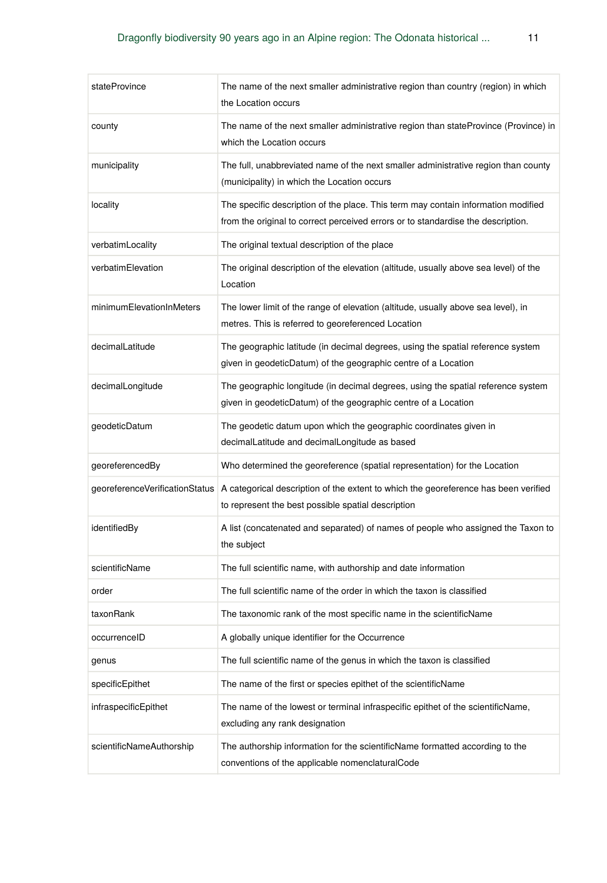| stateProvince | The name of the next smaller administrative region than country (region) in which the Location occurs |
| --- | --- |
| county | The name of the next smaller administrative region than stateProvince (Province) in which the Location occurs |
| municipality | The full, unabbreviated name of the next smaller administrative region than county (municipality) in which the Location occurs |
| locality | The specific description of the place. This term may contain information modified from the original to correct perceived errors or to standardise the description. |
| verbatimLocality | The original textual description of the place |
| verbatimElevation | The original description of the elevation (altitude, usually above sea level) of the Location |
| minimumElevationInMeters | The lower limit of the range of elevation (altitude, usually above sea level), in metres. This is referred to georeferenced Location |
| decimalLatitude | The geographic latitude (in decimal degrees, using the spatial reference system given in geodeticDatum) of the geographic centre of a Location |
| decimalLongitude | The geographic longitude (in decimal degrees, using the spatial reference system given in geodeticDatum) of the geographic centre of a Location |
| geodeticDatum | The geodetic datum upon which the geographic coordinates given in decimalLatitude and decimalLongitude as based |
| georeferencedBy | Who determined the georeference (spatial representation) for the Location |
| georeferenceVerificationStatus | A categorical description of the extent to which the georeference has been verified to represent the best possible spatial description |
| identifiedBy | A list (concatenated and separated) of names of people who assigned the Taxon to the subject |
| scientificName | The full scientific name, with authorship and date information |
| order | The full scientific name of the order in which the taxon is classified |
| taxonRank | The taxonomic rank of the most specific name in the scientificName |
| occurrenceID | A globally unique identifier for the Occurrence |
| genus | The full scientific name of the genus in which the taxon is classified |
| specificEpithet | The name of the first or species epithet of the scientificName |
| infraspecificEpithet | The name of the lowest or terminal infraspecific epithet of the scientificName, excluding any rank designation |
| scientificNameAuthorship | The authorship information for the scientificName formatted according to the conventions of the applicable nomenclaturalCode |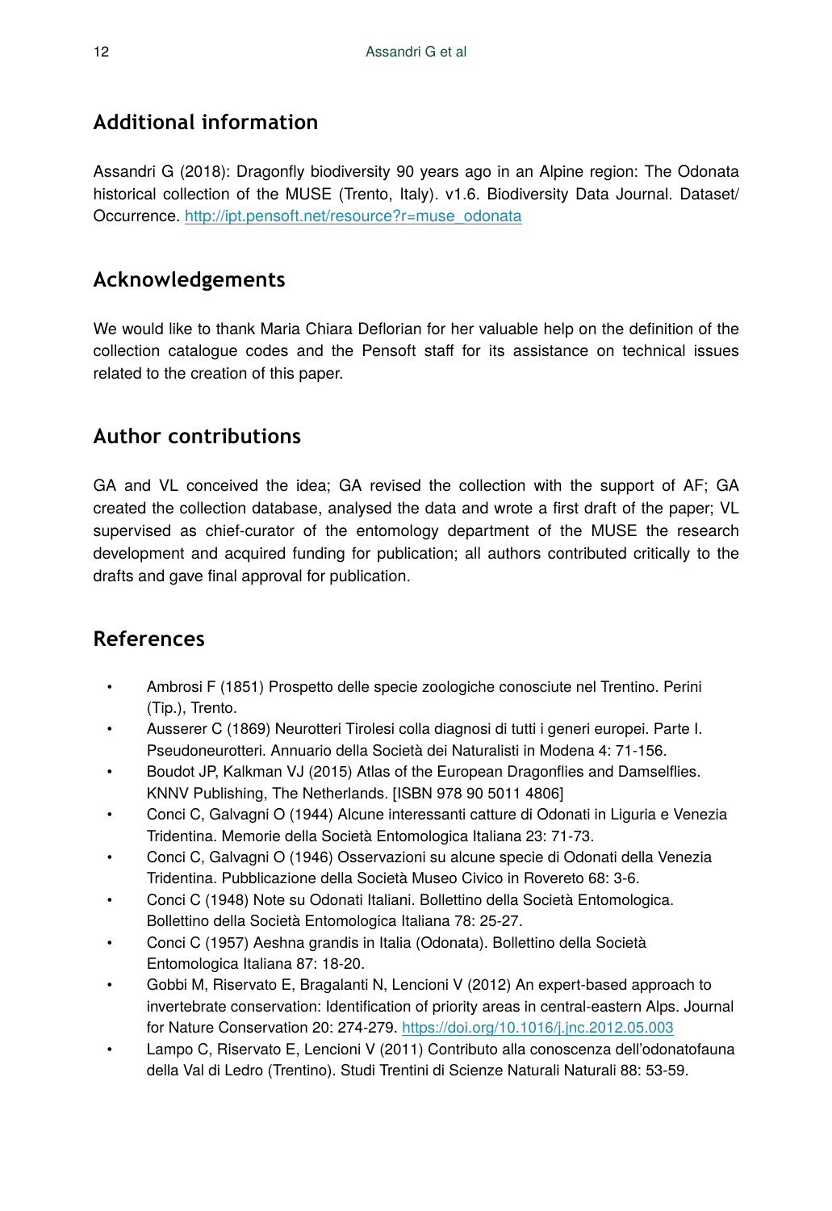## Additional information

Assandri G (2018): Dragonfly biodiversity 90 years ago in an Alpine region: The Odonata historical collection of the MUSE (Trento, Italy). v1.6. Biodiversity Data Journal. Dataset/ Occurrence. http://ipt.pensoft.net/resource?r=muse_odonata

## Acknowledgements

We would like to thank Maria Chiara Deflorian for her valuable help on the definition of the collection catalogue codes and the Pensoft staff for its assistance on technical issues related to the creation of this paper.

## Author contributions

GA and VL conceived the idea; GA revised the collection with the support of AF; GA created the collection database, analysed the data and wrote a first draft of the paper; VL supervised as chief-curator of the entomology department of the MUSE the research development and acquired funding for publication; all authors contributed critically to the drafts and gave final approval for publication.

## References

- Ambrosi F (1851) Prospetto delle specie zoologiche conosciute nel Trentino. Perini (Tip.), Trento.
- Ausserer C (1869) Neurotteri Tirolesi colla diagnosi di tutti i generi europei. Parte I. Pseudoneurotteri. Annuario della Società dei Naturalisti in Modena 4: 71‑156.
- Boudot JP, Kalkman VJ (2015) Atlas of the European Dragonflies and Damselflies. KNNV Publishing, The Netherlands. [ISBN 978 90 5011 4806]
- Conci C, Galvagni O (1944) Alcune interessanti catture di Odonati in Liguria e Venezia Tridentina. Memorie della Società Entomologica Italiana 23: 71‑73.
- Conci C, Galvagni O (1946) Osservazioni su alcune specie di Odonati della Venezia Tridentina. Pubblicazione della Società Museo Civico in Rovereto 68: 3‑6.
- Conci C (1948) Note su Odonati Italiani. Bollettino della Società Entomologica. Bollettino della Società Entomologica Italiana 78: 25‑27.
- Conci C (1957) Aeshna grandis in Italia (Odonata). Bollettino della Società Entomologica Italiana 87: 18‑20.
- Gobbi M, Riservato E, Bragalanti N, Lencioni V (2012) An expert-based approach to invertebrate conservation: Identification of priority areas in central-eastern Alps. Journal for Nature Conservation 20: 274‑279. https://doi.org/10.1016/j.jnc.2012.05.003
- Lampo C, Riservato E, Lencioni V (2011) Contributo alla conoscenza dell'odonatofauna della Val di Ledro (Trentino). Studi Trentini di Scienze Naturali Naturali 88: 53‑59.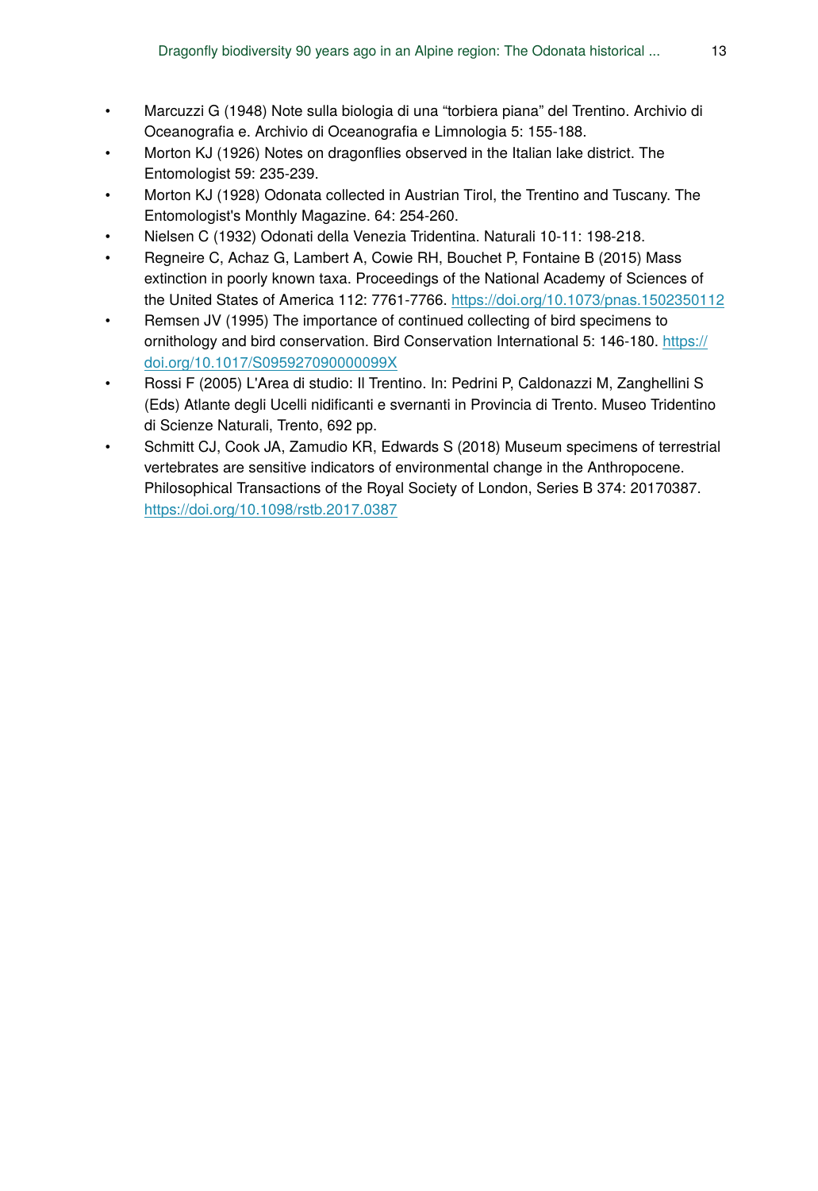- Marcuzzi G (1948) Note sulla biologia di una “torbiera piana” del Trentino. Archivio di Oceanografia e. Archivio di Oceanografia e Limnologia 5: 155-188.
- Morton KJ (1926) Notes on dragonflies observed in the Italian lake district. The Entomologist 59: 235-239.
- Morton KJ (1928) Odonata collected in Austrian Tirol, the Trentino and Tuscany. The Entomologist's Monthly Magazine. 64: 254-260.
- Nielsen C (1932) Odonati della Venezia Tridentina. Naturali 10-11: 198-218.
- Regneire C, Achaz G, Lambert A, Cowie RH, Bouchet P, Fontaine B (2015) Mass extinction in poorly known taxa. Proceedings of the National Academy of Sciences of the United States of America 112: 7761-7766. https://doi.org/10.1073/pnas.1502350112
- Remsen JV (1995) The importance of continued collecting of bird specimens to ornithology and bird conservation. Bird Conservation International 5: 146-180. https://doi.org/10.1017/S095927090000099X
- Rossi F (2005) L'Area di studio: Il Trentino. In: Pedrini P, Caldonazzi M, Zanghellini S (Eds) Atlante degli Ucelli nidificanti e svernanti in Provincia di Trento. Museo Tridentino di Scienze Naturali, Trento, 692 pp.
- Schmitt CJ, Cook JA, Zamudio KR, Edwards S (2018) Museum specimens of terrestrial vertebrates are sensitive indicators of environmental change in the Anthropocene. Philosophical Transactions of the Royal Society of London, Series B 374: 20170387. https://doi.org/10.1098/rstb.2017.0387